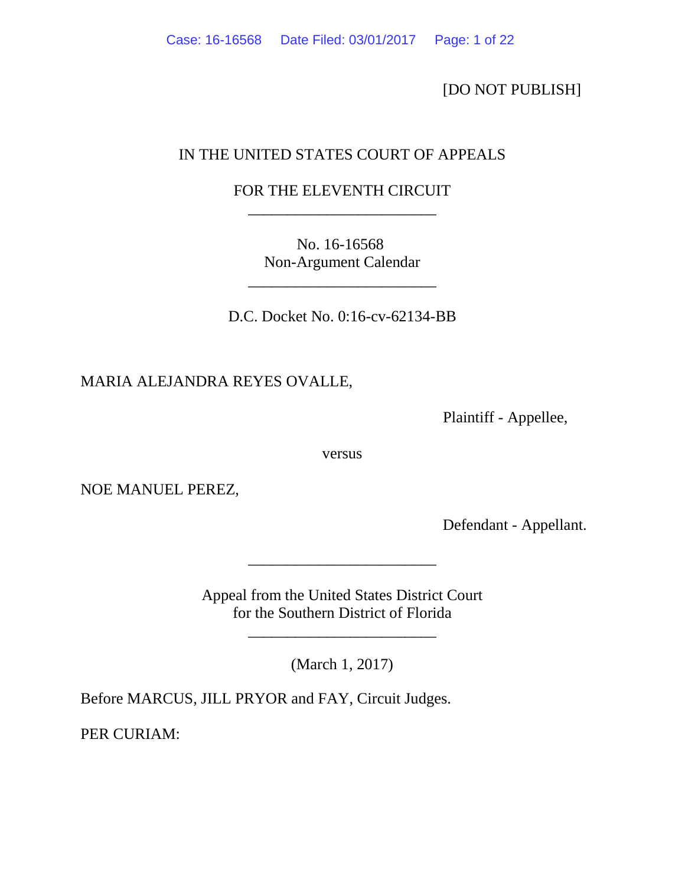[DO NOT PUBLISH]

IN THE UNITED STATES COURT OF APPEALS

FOR THE ELEVENTH CIRCUIT

---

No. 16-16568
Non-Argument Calendar

---

D.C. Docket No. 0:16-cv-62134-BB

MARIA ALEJANDRA REYES OVALLE,

Plaintiff - Appellee,

versus

NOE MANUEL PEREZ,

Defendant - Appellant.

---

Appeal from the United States District Court
for the Southern District of Florida

---

(March 1, 2017)

Before MARCUS, JILL PRYOR and FAY, Circuit Judges.

PER CURIAM: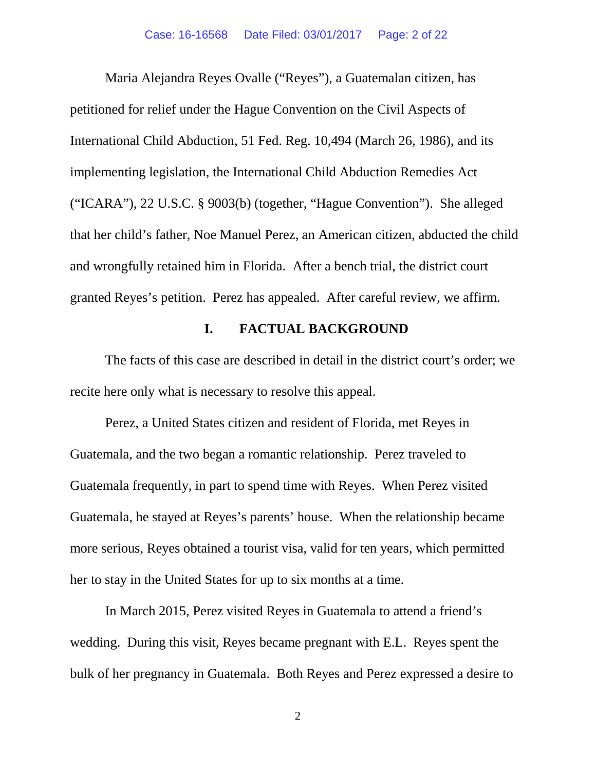Maria Alejandra Reyes Ovalle ("Reyes"), a Guatemalan citizen, has petitioned for relief under the Hague Convention on the Civil Aspects of International Child Abduction, 51 Fed. Reg. 10,494 (March 26, 1986), and its implementing legislation, the International Child Abduction Remedies Act ("ICARA"), 22 U.S.C. § 9003(b) (together, "Hague Convention"). She alleged that her child's father, Noe Manuel Perez, an American citizen, abducted the child and wrongfully retained him in Florida. After a bench trial, the district court granted Reyes's petition. Perez has appealed. After careful review, we affirm.

## I. FACTUAL BACKGROUND

The facts of this case are described in detail in the district court's order; we recite here only what is necessary to resolve this appeal.

Perez, a United States citizen and resident of Florida, met Reyes in Guatemala, and the two began a romantic relationship. Perez traveled to Guatemala frequently, in part to spend time with Reyes. When Perez visited Guatemala, he stayed at Reyes's parents' house. When the relationship became more serious, Reyes obtained a tourist visa, valid for ten years, which permitted her to stay in the United States for up to six months at a time.

In March 2015, Perez visited Reyes in Guatemala to attend a friend's wedding. During this visit, Reyes became pregnant with E.L. Reyes spent the bulk of her pregnancy in Guatemala. Both Reyes and Perez expressed a desire to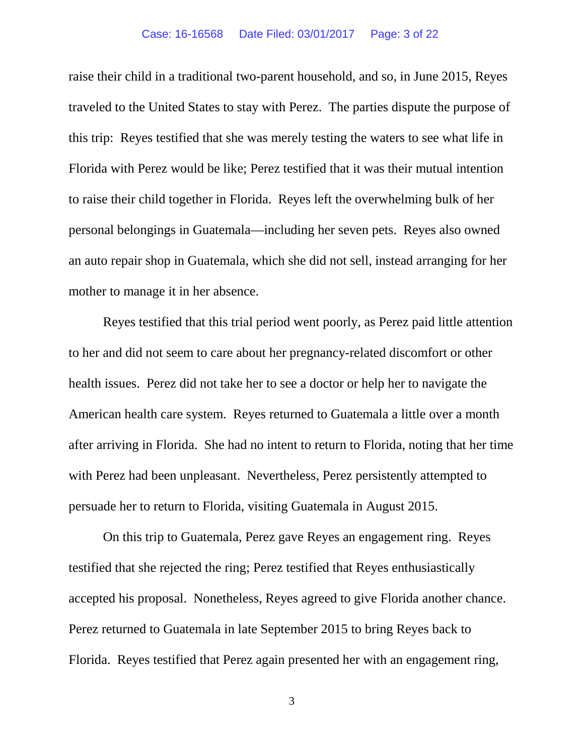raise their child in a traditional two-parent household, and so, in June 2015, Reyes traveled to the United States to stay with Perez. The parties dispute the purpose of this trip: Reyes testified that she was merely testing the waters to see what life in Florida with Perez would be like; Perez testified that it was their mutual intention to raise their child together in Florida. Reyes left the overwhelming bulk of her personal belongings in Guatemala—including her seven pets. Reyes also owned an auto repair shop in Guatemala, which she did not sell, instead arranging for her mother to manage it in her absence.

Reyes testified that this trial period went poorly, as Perez paid little attention to her and did not seem to care about her pregnancy-related discomfort or other health issues. Perez did not take her to see a doctor or help her to navigate the American health care system. Reyes returned to Guatemala a little over a month after arriving in Florida. She had no intent to return to Florida, noting that her time with Perez had been unpleasant. Nevertheless, Perez persistently attempted to persuade her to return to Florida, visiting Guatemala in August 2015.

On this trip to Guatemala, Perez gave Reyes an engagement ring. Reyes testified that she rejected the ring; Perez testified that Reyes enthusiastically accepted his proposal. Nonetheless, Reyes agreed to give Florida another chance. Perez returned to Guatemala in late September 2015 to bring Reyes back to Florida. Reyes testified that Perez again presented her with an engagement ring,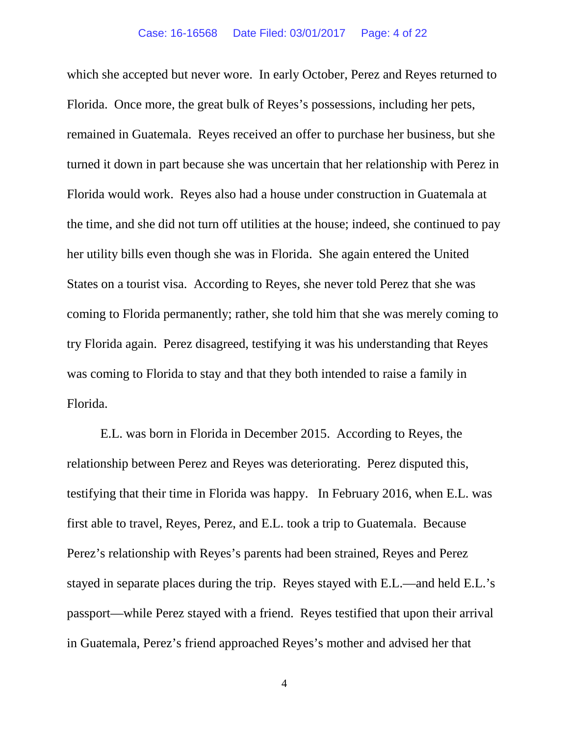which she accepted but never wore. In early October, Perez and Reyes returned to Florida. Once more, the great bulk of Reyes's possessions, including her pets, remained in Guatemala. Reyes received an offer to purchase her business, but she turned it down in part because she was uncertain that her relationship with Perez in Florida would work. Reyes also had a house under construction in Guatemala at the time, and she did not turn off utilities at the house; indeed, she continued to pay her utility bills even though she was in Florida. She again entered the United States on a tourist visa. According to Reyes, she never told Perez that she was coming to Florida permanently; rather, she told him that she was merely coming to try Florida again. Perez disagreed, testifying it was his understanding that Reyes was coming to Florida to stay and that they both intended to raise a family in Florida.

E.L. was born in Florida in December 2015. According to Reyes, the relationship between Perez and Reyes was deteriorating. Perez disputed this, testifying that their time in Florida was happy. In February 2016, when E.L. was first able to travel, Reyes, Perez, and E.L. took a trip to Guatemala. Because Perez's relationship with Reyes's parents had been strained, Reyes and Perez stayed in separate places during the trip. Reyes stayed with E.L.—and held E.L.'s passport—while Perez stayed with a friend. Reyes testified that upon their arrival in Guatemala, Perez's friend approached Reyes's mother and advised her that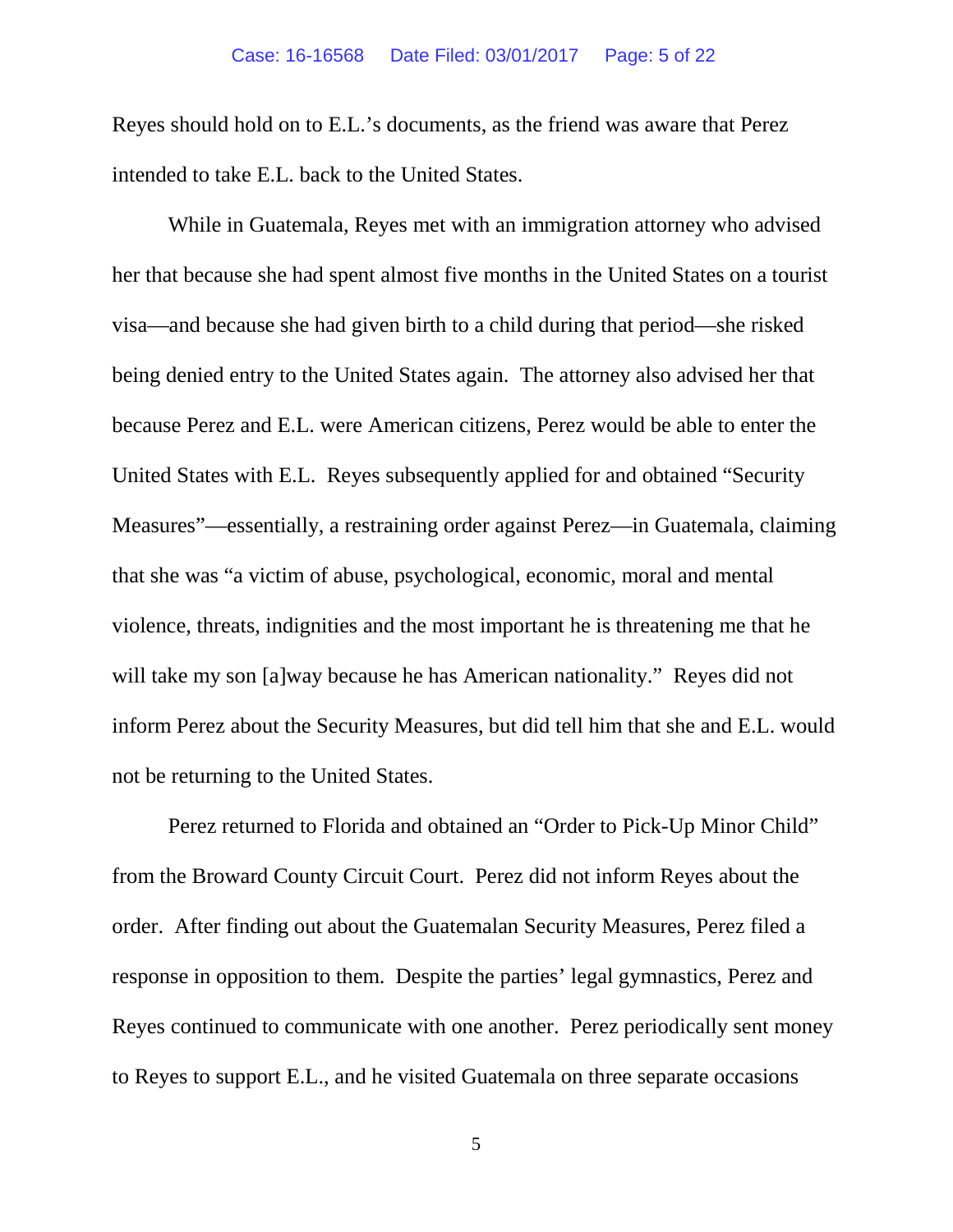Reyes should hold on to E.L.'s documents, as the friend was aware that Perez intended to take E.L. back to the United States.

While in Guatemala, Reyes met with an immigration attorney who advised her that because she had spent almost five months in the United States on a tourist visa—and because she had given birth to a child during that period—she risked being denied entry to the United States again. The attorney also advised her that because Perez and E.L. were American citizens, Perez would be able to enter the United States with E.L. Reyes subsequently applied for and obtained "Security Measures"—essentially, a restraining order against Perez—in Guatemala, claiming that she was "a victim of abuse, psychological, economic, moral and mental violence, threats, indignities and the most important he is threatening me that he will take my son [a]way because he has American nationality." Reyes did not inform Perez about the Security Measures, but did tell him that she and E.L. would not be returning to the United States.

Perez returned to Florida and obtained an "Order to Pick-Up Minor Child" from the Broward County Circuit Court. Perez did not inform Reyes about the order. After finding out about the Guatemalan Security Measures, Perez filed a response in opposition to them. Despite the parties' legal gymnastics, Perez and Reyes continued to communicate with one another. Perez periodically sent money to Reyes to support E.L., and he visited Guatemala on three separate occasions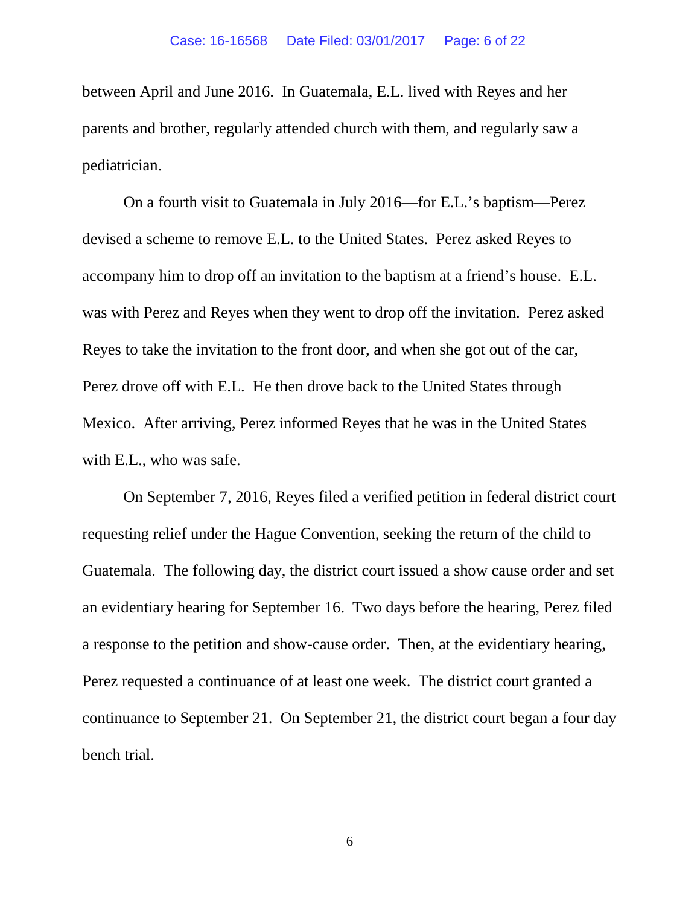between April and June 2016. In Guatemala, E.L. lived with Reyes and her parents and brother, regularly attended church with them, and regularly saw a pediatrician.

On a fourth visit to Guatemala in July 2016—for E.L.'s baptism—Perez devised a scheme to remove E.L. to the United States. Perez asked Reyes to accompany him to drop off an invitation to the baptism at a friend's house. E.L. was with Perez and Reyes when they went to drop off the invitation. Perez asked Reyes to take the invitation to the front door, and when she got out of the car, Perez drove off with E.L. He then drove back to the United States through Mexico. After arriving, Perez informed Reyes that he was in the United States with E.L., who was safe.

On September 7, 2016, Reyes filed a verified petition in federal district court requesting relief under the Hague Convention, seeking the return of the child to Guatemala. The following day, the district court issued a show cause order and set an evidentiary hearing for September 16. Two days before the hearing, Perez filed a response to the petition and show-cause order. Then, at the evidentiary hearing, Perez requested a continuance of at least one week. The district court granted a continuance to September 21. On September 21, the district court began a four day bench trial.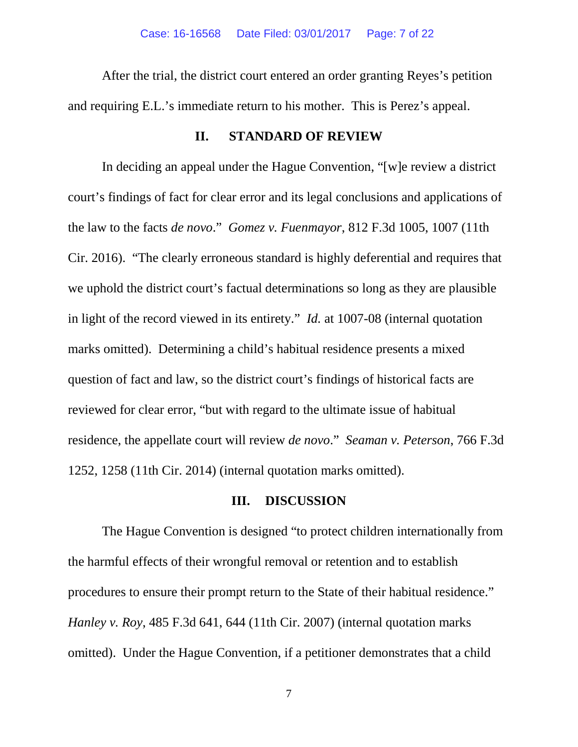After the trial, the district court entered an order granting Reyes's petition and requiring E.L.'s immediate return to his mother. This is Perez's appeal.

## II. STANDARD OF REVIEW

In deciding an appeal under the Hague Convention, "[w]e review a district court's findings of fact for clear error and its legal conclusions and applications of the law to the facts *de novo*." *Gomez v. Fuenmayor*, 812 F.3d 1005, 1007 (11th Cir. 2016). "The clearly erroneous standard is highly deferential and requires that we uphold the district court's factual determinations so long as they are plausible in light of the record viewed in its entirety." *Id.* at 1007-08 (internal quotation marks omitted). Determining a child's habitual residence presents a mixed question of fact and law, so the district court's findings of historical facts are reviewed for clear error, "but with regard to the ultimate issue of habitual residence, the appellate court will review *de novo*." *Seaman v. Peterson*, 766 F.3d 1252, 1258 (11th Cir. 2014) (internal quotation marks omitted).

## III. DISCUSSION

The Hague Convention is designed "to protect children internationally from the harmful effects of their wrongful removal or retention and to establish procedures to ensure their prompt return to the State of their habitual residence." *Hanley v. Roy*, 485 F.3d 641, 644 (11th Cir. 2007) (internal quotation marks omitted). Under the Hague Convention, if a petitioner demonstrates that a child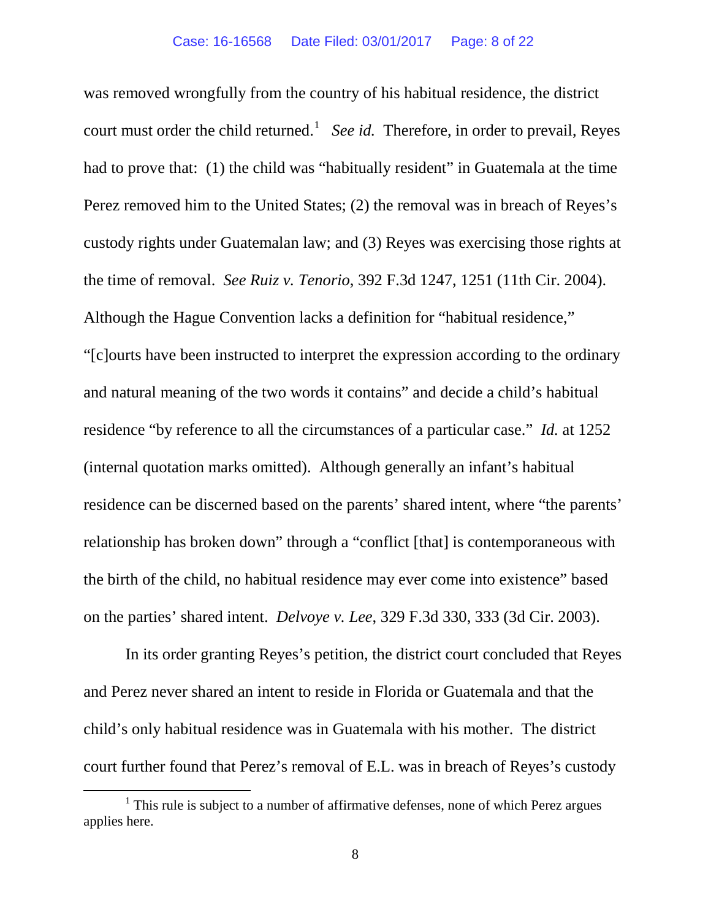was removed wrongfully from the country of his habitual residence, the district court must order the child returned.[1] *See id.* Therefore, in order to prevail, Reyes had to prove that: (1) the child was "habitually resident" in Guatemala at the time Perez removed him to the United States; (2) the removal was in breach of Reyes's custody rights under Guatemalan law; and (3) Reyes was exercising those rights at the time of removal. *See Ruiz v. Tenorio*, 392 F.3d 1247, 1251 (11th Cir. 2004). Although the Hague Convention lacks a definition for "habitual residence," "[c]ourts have been instructed to interpret the expression according to the ordinary and natural meaning of the two words it contains" and decide a child's habitual residence "by reference to all the circumstances of a particular case." *Id.* at 1252 (internal quotation marks omitted). Although generally an infant's habitual residence can be discerned based on the parents' shared intent, where "the parents' relationship has broken down" through a "conflict [that] is contemporaneous with the birth of the child, no habitual residence may ever come into existence" based on the parties' shared intent. *Delvoye v. Lee*, 329 F.3d 330, 333 (3d Cir. 2003).

In its order granting Reyes's petition, the district court concluded that Reyes and Perez never shared an intent to reside in Florida or Guatemala and that the child's only habitual residence was in Guatemala with his mother. The district court further found that Perez's removal of E.L. was in breach of Reyes's custody

[1] This rule is subject to a number of affirmative defenses, none of which Perez argues applies here.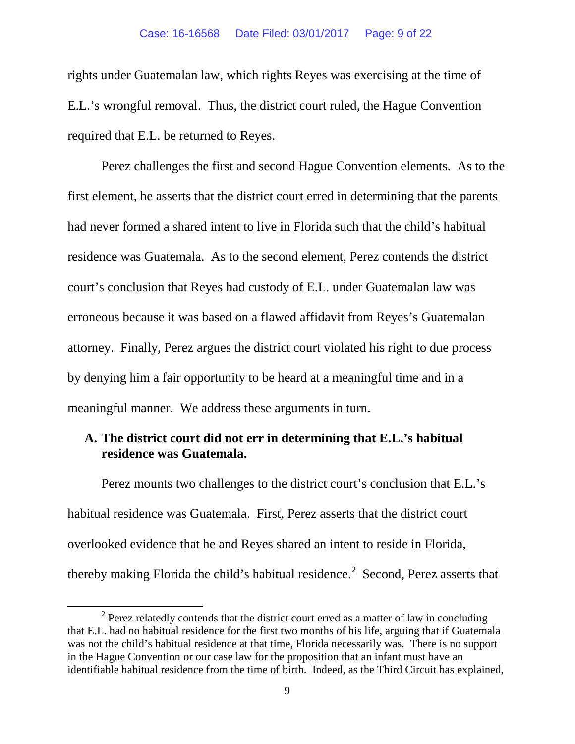rights under Guatemalan law, which rights Reyes was exercising at the time of E.L.'s wrongful removal. Thus, the district court ruled, the Hague Convention required that E.L. be returned to Reyes.

Perez challenges the first and second Hague Convention elements. As to the first element, he asserts that the district court erred in determining that the parents had never formed a shared intent to live in Florida such that the child's habitual residence was Guatemala. As to the second element, Perez contends the district court's conclusion that Reyes had custody of E.L. under Guatemalan law was erroneous because it was based on a flawed affidavit from Reyes's Guatemalan attorney. Finally, Perez argues the district court violated his right to due process by denying him a fair opportunity to be heard at a meaningful time and in a meaningful manner. We address these arguments in turn.

### A. The district court did not err in determining that E.L.'s habitual residence was Guatemala.

Perez mounts two challenges to the district court's conclusion that E.L.'s habitual residence was Guatemala. First, Perez asserts that the district court overlooked evidence that he and Reyes shared an intent to reside in Florida, thereby making Florida the child's habitual residence.[2] Second, Perez asserts that

[2] Perez relatedly contends that the district court erred as a matter of law in concluding that E.L. had no habitual residence for the first two months of his life, arguing that if Guatemala was not the child's habitual residence at that time, Florida necessarily was. There is no support in the Hague Convention or our case law for the proposition that an infant must have an identifiable habitual residence from the time of birth. Indeed, as the Third Circuit has explained,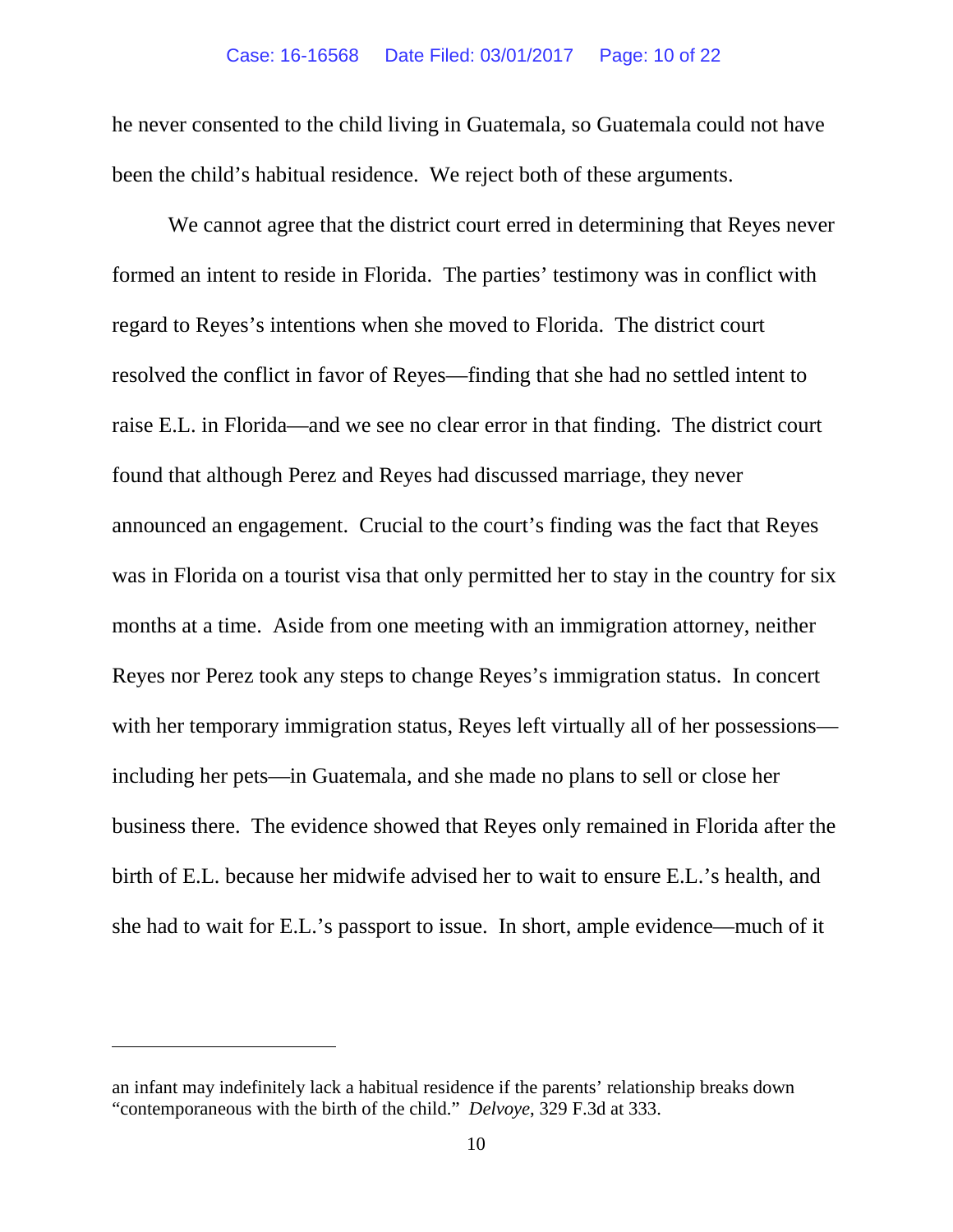he never consented to the child living in Guatemala, so Guatemala could not have been the child's habitual residence. We reject both of these arguments.

We cannot agree that the district court erred in determining that Reyes never formed an intent to reside in Florida. The parties' testimony was in conflict with regard to Reyes's intentions when she moved to Florida. The district court resolved the conflict in favor of Reyes—finding that she had no settled intent to raise E.L. in Florida—and we see no clear error in that finding. The district court found that although Perez and Reyes had discussed marriage, they never announced an engagement. Crucial to the court's finding was the fact that Reyes was in Florida on a tourist visa that only permitted her to stay in the country for six months at a time. Aside from one meeting with an immigration attorney, neither Reyes nor Perez took any steps to change Reyes's immigration status. In concert with her temporary immigration status, Reyes left virtually all of her possessions—including her pets—in Guatemala, and she made no plans to sell or close her business there. The evidence showed that Reyes only remained in Florida after the birth of E.L. because her midwife advised her to wait to ensure E.L.'s health, and she had to wait for E.L.'s passport to issue. In short, ample evidence—much of it

---

an infant may indefinitely lack a habitual residence if the parents' relationship breaks down "contemporaneous with the birth of the child." *Delvoye*, 329 F.3d at 333.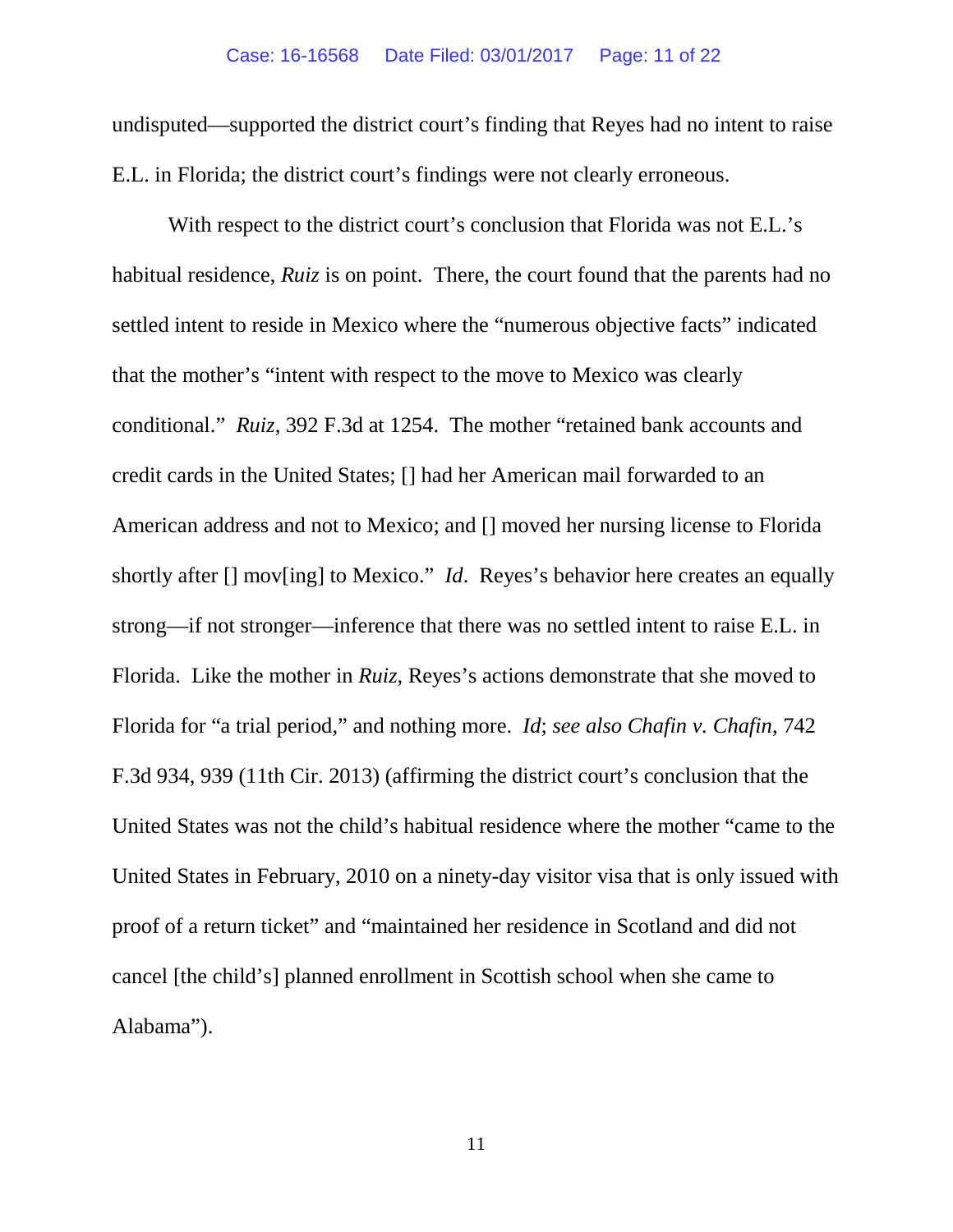undisputed—supported the district court's finding that Reyes had no intent to raise E.L. in Florida; the district court's findings were not clearly erroneous.

With respect to the district court's conclusion that Florida was not E.L.'s habitual residence, *Ruiz* is on point. There, the court found that the parents had no settled intent to reside in Mexico where the "numerous objective facts" indicated that the mother's "intent with respect to the move to Mexico was clearly conditional." *Ruiz*, 392 F.3d at 1254. The mother "retained bank accounts and credit cards in the United States; [] had her American mail forwarded to an American address and not to Mexico; and [] moved her nursing license to Florida shortly after [] mov[ing] to Mexico." *Id*. Reyes's behavior here creates an equally strong—if not stronger—inference that there was no settled intent to raise E.L. in Florida. Like the mother in *Ruiz*, Reyes's actions demonstrate that she moved to Florida for "a trial period," and nothing more. *Id*; *see also Chafin v. Chafin*, 742 F.3d 934, 939 (11th Cir. 2013) (affirming the district court's conclusion that the United States was not the child's habitual residence where the mother "came to the United States in February, 2010 on a ninety-day visitor visa that is only issued with proof of a return ticket" and "maintained her residence in Scotland and did not cancel [the child's] planned enrollment in Scottish school when she came to Alabama").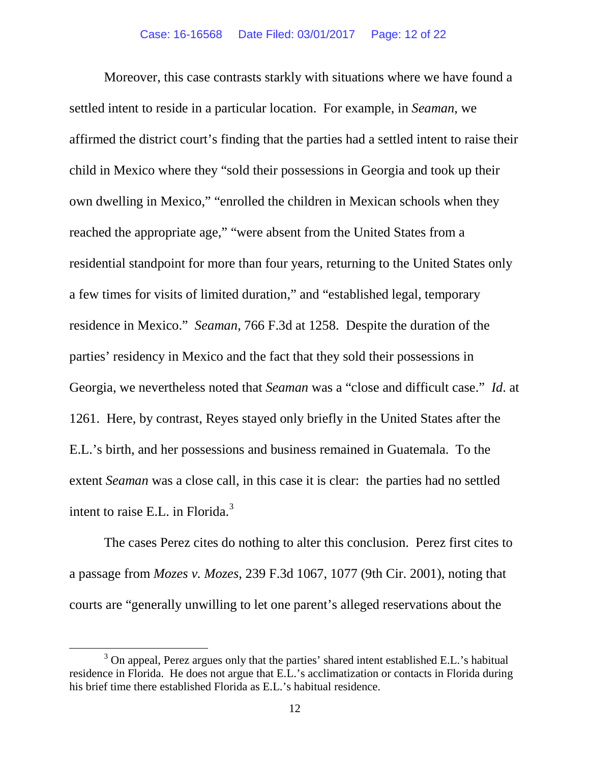Moreover, this case contrasts starkly with situations where we have found a settled intent to reside in a particular location. For example, in *Seaman*, we affirmed the district court's finding that the parties had a settled intent to raise their child in Mexico where they "sold their possessions in Georgia and took up their own dwelling in Mexico," "enrolled the children in Mexican schools when they reached the appropriate age," "were absent from the United States from a residential standpoint for more than four years, returning to the United States only a few times for visits of limited duration," and "established legal, temporary residence in Mexico." *Seaman*, 766 F.3d at 1258. Despite the duration of the parties' residency in Mexico and the fact that they sold their possessions in Georgia, we nevertheless noted that *Seaman* was a "close and difficult case." *Id*. at 1261. Here, by contrast, Reyes stayed only briefly in the United States after the E.L.'s birth, and her possessions and business remained in Guatemala. To the extent *Seaman* was a close call, in this case it is clear: the parties had no settled intent to raise E.L. in Florida.[3]

The cases Perez cites do nothing to alter this conclusion. Perez first cites to a passage from *Mozes v. Mozes*, 239 F.3d 1067, 1077 (9th Cir. 2001), noting that courts are "generally unwilling to let one parent's alleged reservations about the

[3] On appeal, Perez argues only that the parties' shared intent established E.L.'s habitual residence in Florida. He does not argue that E.L.'s acclimatization or contacts in Florida during his brief time there established Florida as E.L.'s habitual residence.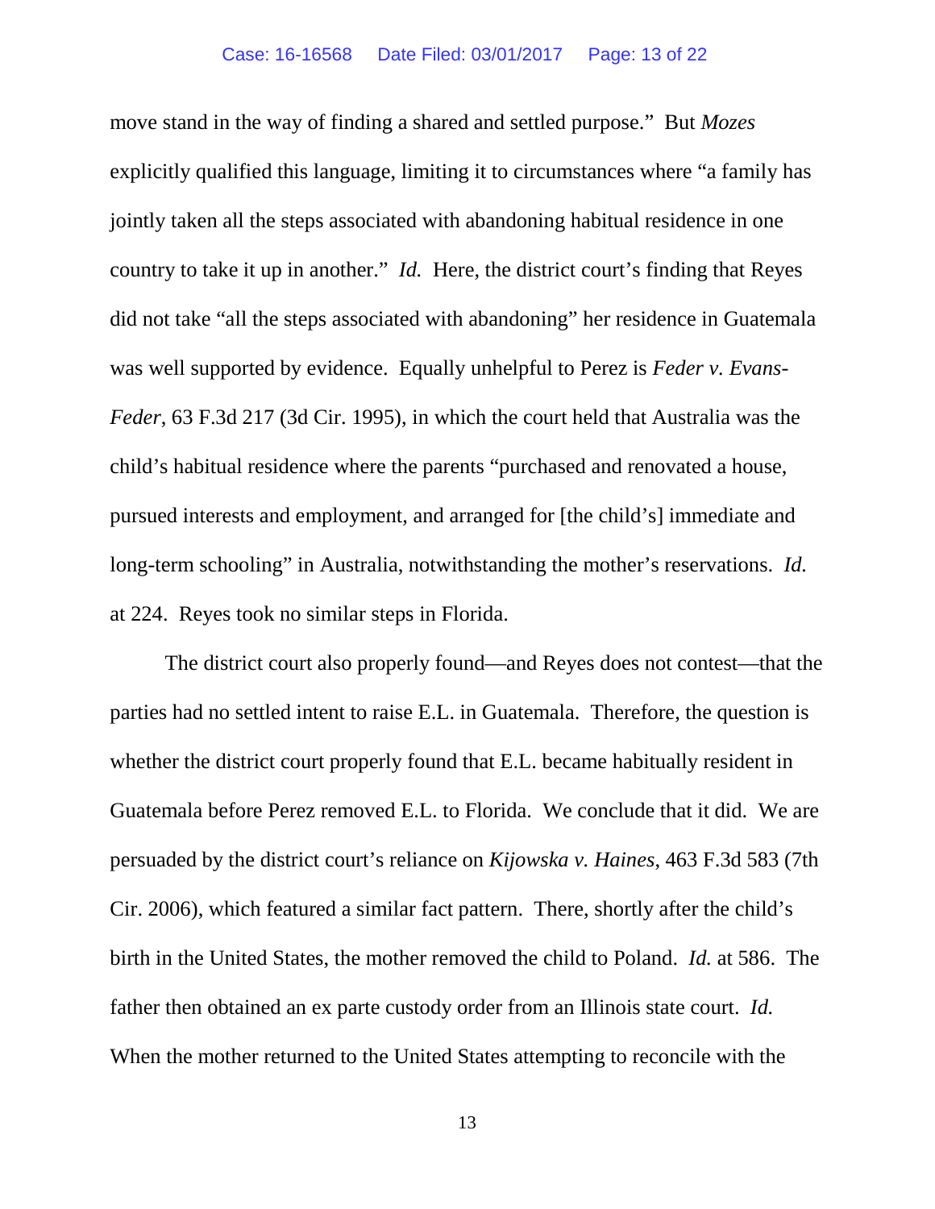move stand in the way of finding a shared and settled purpose." But *Mozes* explicitly qualified this language, limiting it to circumstances where "a family has jointly taken all the steps associated with abandoning habitual residence in one country to take it up in another." *Id.* Here, the district court's finding that Reyes did not take "all the steps associated with abandoning" her residence in Guatemala was well supported by evidence. Equally unhelpful to Perez is *Feder v. Evans-Feder*, 63 F.3d 217 (3d Cir. 1995), in which the court held that Australia was the child's habitual residence where the parents "purchased and renovated a house, pursued interests and employment, and arranged for [the child's] immediate and long-term schooling" in Australia, notwithstanding the mother's reservations. *Id.* at 224. Reyes took no similar steps in Florida.

The district court also properly found—and Reyes does not contest—that the parties had no settled intent to raise E.L. in Guatemala. Therefore, the question is whether the district court properly found that E.L. became habitually resident in Guatemala before Perez removed E.L. to Florida. We conclude that it did. We are persuaded by the district court's reliance on *Kijowska v. Haines*, 463 F.3d 583 (7th Cir. 2006), which featured a similar fact pattern. There, shortly after the child's birth in the United States, the mother removed the child to Poland. *Id.* at 586. The father then obtained an ex parte custody order from an Illinois state court. *Id.* When the mother returned to the United States attempting to reconcile with the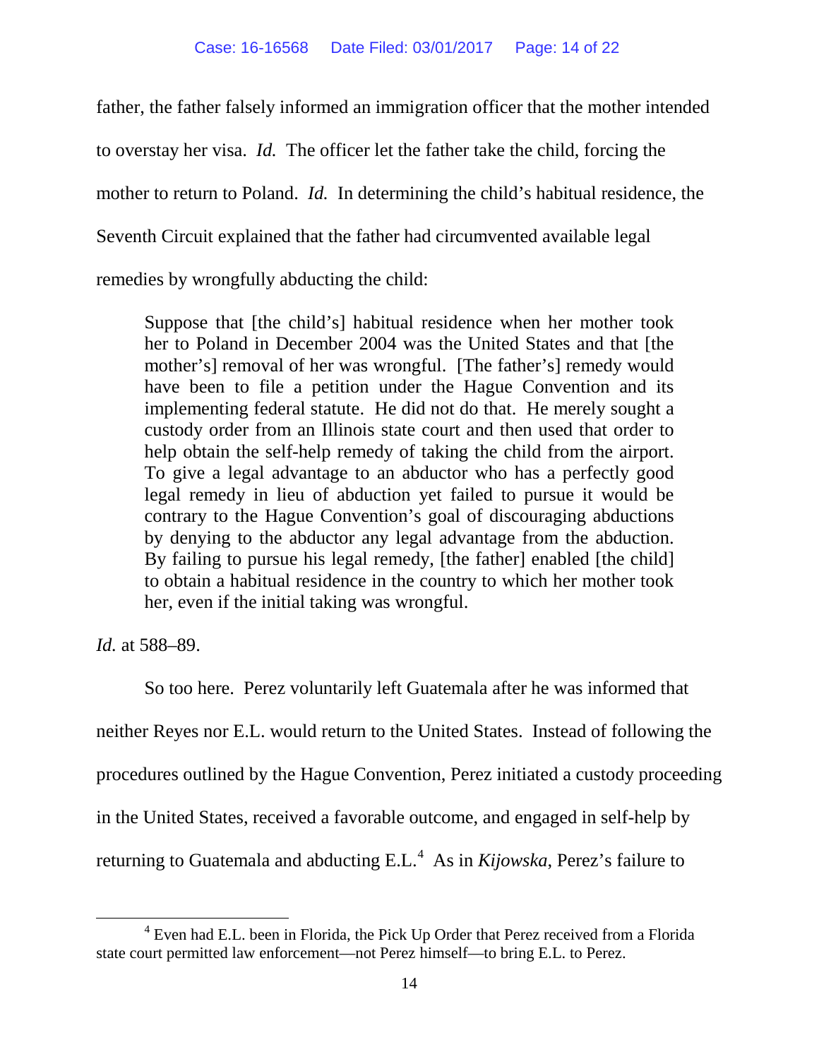father, the father falsely informed an immigration officer that the mother intended to overstay her visa. *Id.* The officer let the father take the child, forcing the mother to return to Poland. *Id.* In determining the child's habitual residence, the Seventh Circuit explained that the father had circumvented available legal remedies by wrongfully abducting the child:

> Suppose that [the child's] habitual residence when her mother took her to Poland in December 2004 was the United States and that [the mother's] removal of her was wrongful. [The father's] remedy would have been to file a petition under the Hague Convention and its implementing federal statute. He did not do that. He merely sought a custody order from an Illinois state court and then used that order to help obtain the self-help remedy of taking the child from the airport. To give a legal advantage to an abductor who has a perfectly good legal remedy in lieu of abduction yet failed to pursue it would be contrary to the Hague Convention's goal of discouraging abductions by denying to the abductor any legal advantage from the abduction. By failing to pursue his legal remedy, [the father] enabled [the child] to obtain a habitual residence in the country to which her mother took her, even if the initial taking was wrongful.

*Id.* at 588–89.

So too here. Perez voluntarily left Guatemala after he was informed that neither Reyes nor E.L. would return to the United States. Instead of following the procedures outlined by the Hague Convention, Perez initiated a custody proceeding in the United States, received a favorable outcome, and engaged in self-help by returning to Guatemala and abducting E.L.[4] As in *Kijowska*, Perez's failure to

[4] Even had E.L. been in Florida, the Pick Up Order that Perez received from a Florida state court permitted law enforcement—not Perez himself—to bring E.L. to Perez.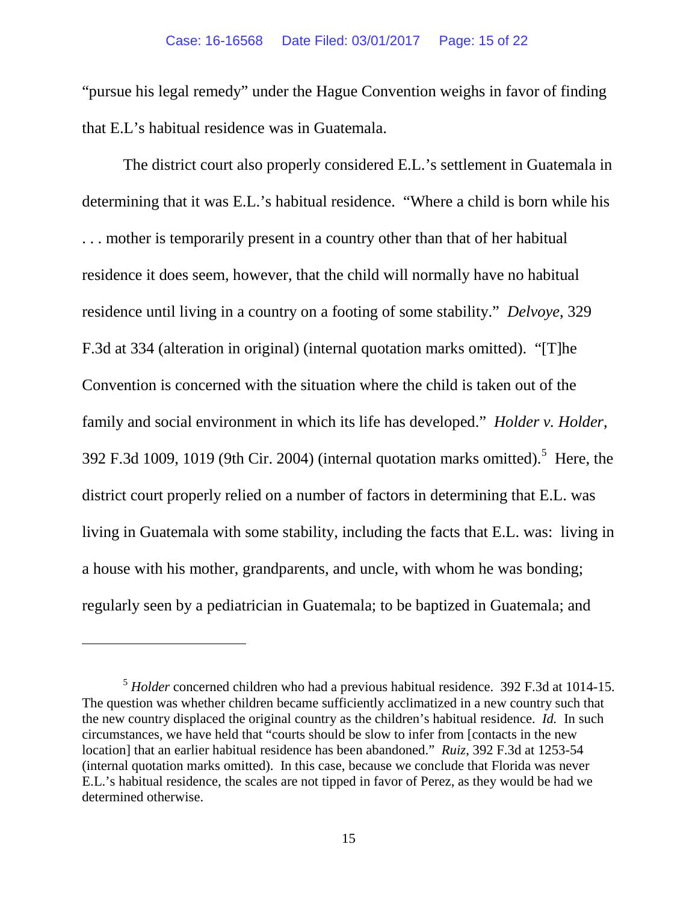"pursue his legal remedy" under the Hague Convention weighs in favor of finding that E.L's habitual residence was in Guatemala.

The district court also properly considered E.L.'s settlement in Guatemala in determining that it was E.L.'s habitual residence. "Where a child is born while his . . . mother is temporarily present in a country other than that of her habitual residence it does seem, however, that the child will normally have no habitual residence until living in a country on a footing of some stability." *Delvoye*, 329 F.3d at 334 (alteration in original) (internal quotation marks omitted). "[T]he Convention is concerned with the situation where the child is taken out of the family and social environment in which its life has developed." *Holder v. Holder*, 392 F.3d 1009, 1019 (9th Cir. 2004) (internal quotation marks omitted).[5] Here, the district court properly relied on a number of factors in determining that E.L. was living in Guatemala with some stability, including the facts that E.L. was: living in a house with his mother, grandparents, and uncle, with whom he was bonding; regularly seen by a pediatrician in Guatemala; to be baptized in Guatemala; and

---

[5] *Holder* concerned children who had a previous habitual residence. 392 F.3d at 1014-15. The question was whether children became sufficiently acclimatized in a new country such that the new country displaced the original country as the children's habitual residence. *Id.* In such circumstances, we have held that "courts should be slow to infer from [contacts in the new location] that an earlier habitual residence has been abandoned." *Ruiz*, 392 F.3d at 1253-54 (internal quotation marks omitted). In this case, because we conclude that Florida was never E.L.'s habitual residence, the scales are not tipped in favor of Perez, as they would be had we determined otherwise.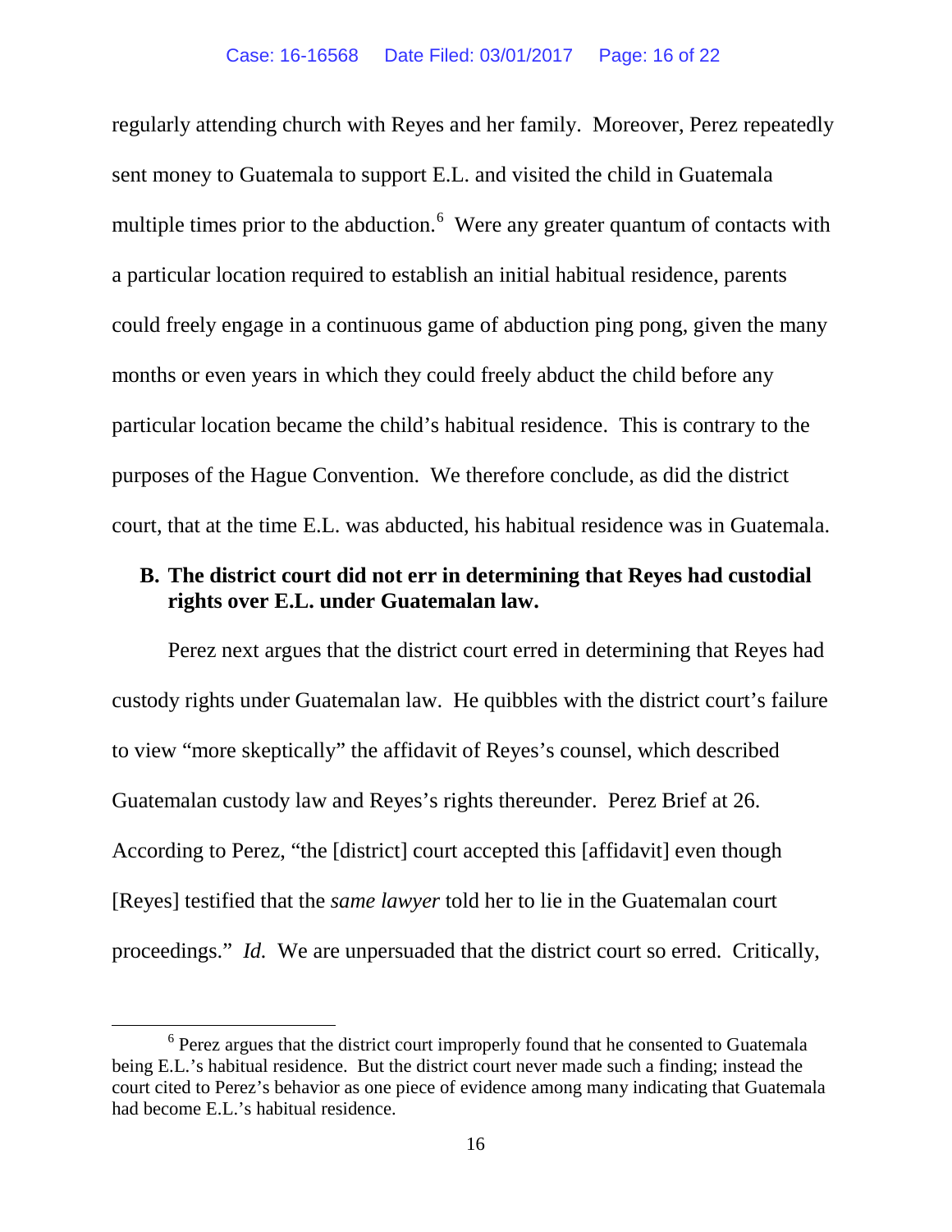regularly attending church with Reyes and her family. Moreover, Perez repeatedly sent money to Guatemala to support E.L. and visited the child in Guatemala multiple times prior to the abduction.[6] Were any greater quantum of contacts with a particular location required to establish an initial habitual residence, parents could freely engage in a continuous game of abduction ping pong, given the many months or even years in which they could freely abduct the child before any particular location became the child's habitual residence. This is contrary to the purposes of the Hague Convention. We therefore conclude, as did the district court, that at the time E.L. was abducted, his habitual residence was in Guatemala.

**B. The district court did not err in determining that Reyes had custodial rights over E.L. under Guatemalan law.**

Perez next argues that the district court erred in determining that Reyes had custody rights under Guatemalan law. He quibbles with the district court's failure to view "more skeptically" the affidavit of Reyes's counsel, which described Guatemalan custody law and Reyes's rights thereunder. Perez Brief at 26. According to Perez, "the [district] court accepted this [affidavit] even though [Reyes] testified that the *same lawyer* told her to lie in the Guatemalan court proceedings." *Id.* We are unpersuaded that the district court so erred. Critically,

---

[6] Perez argues that the district court improperly found that he consented to Guatemala being E.L.'s habitual residence. But the district court never made such a finding; instead the court cited to Perez's behavior as one piece of evidence among many indicating that Guatemala had become E.L.'s habitual residence.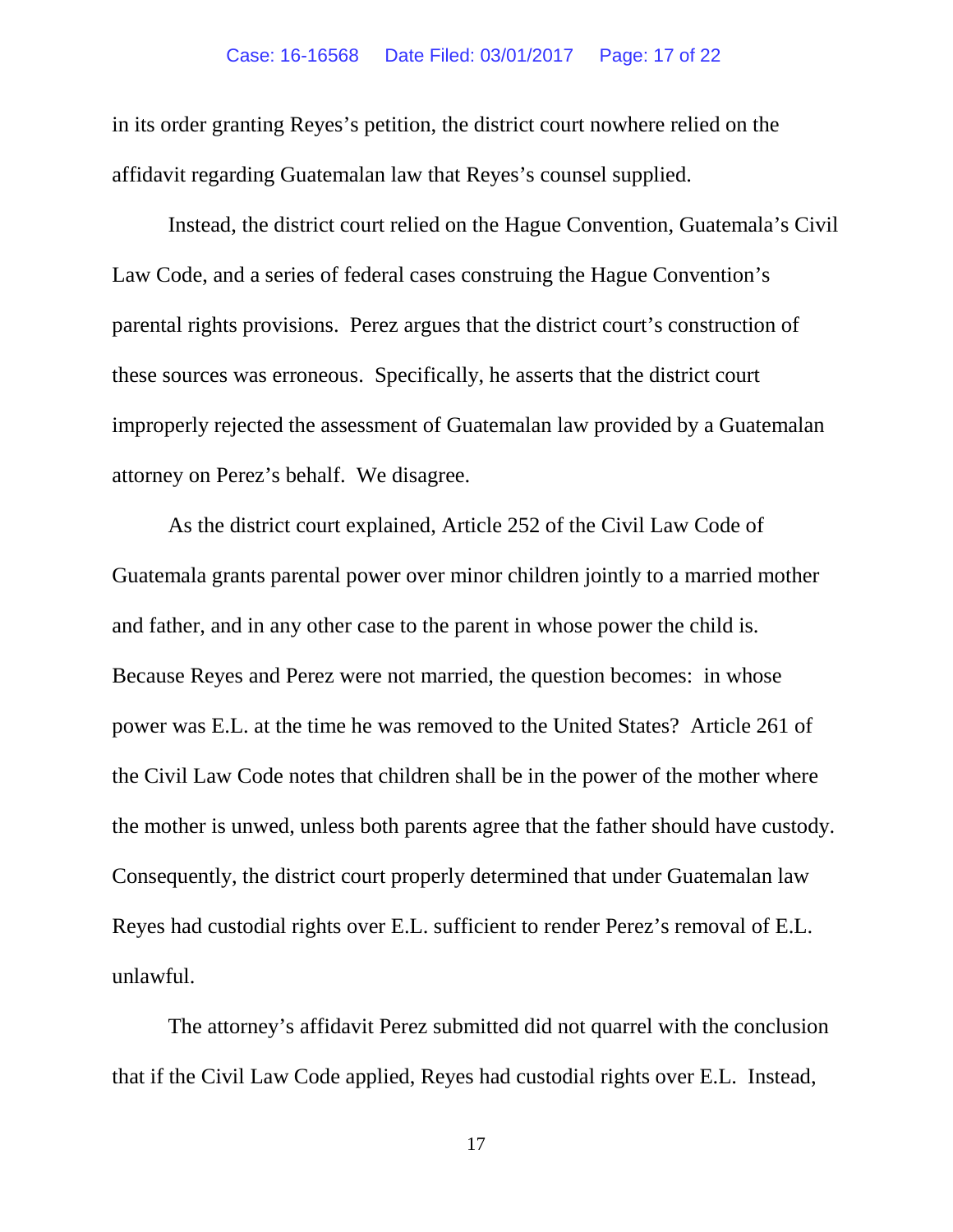in its order granting Reyes's petition, the district court nowhere relied on the affidavit regarding Guatemalan law that Reyes's counsel supplied.

Instead, the district court relied on the Hague Convention, Guatemala's Civil Law Code, and a series of federal cases construing the Hague Convention's parental rights provisions. Perez argues that the district court's construction of these sources was erroneous. Specifically, he asserts that the district court improperly rejected the assessment of Guatemalan law provided by a Guatemalan attorney on Perez's behalf. We disagree.

As the district court explained, Article 252 of the Civil Law Code of Guatemala grants parental power over minor children jointly to a married mother and father, and in any other case to the parent in whose power the child is. Because Reyes and Perez were not married, the question becomes: in whose power was E.L. at the time he was removed to the United States? Article 261 of the Civil Law Code notes that children shall be in the power of the mother where the mother is unwed, unless both parents agree that the father should have custody. Consequently, the district court properly determined that under Guatemalan law Reyes had custodial rights over E.L. sufficient to render Perez's removal of E.L. unlawful.

The attorney's affidavit Perez submitted did not quarrel with the conclusion that if the Civil Law Code applied, Reyes had custodial rights over E.L. Instead,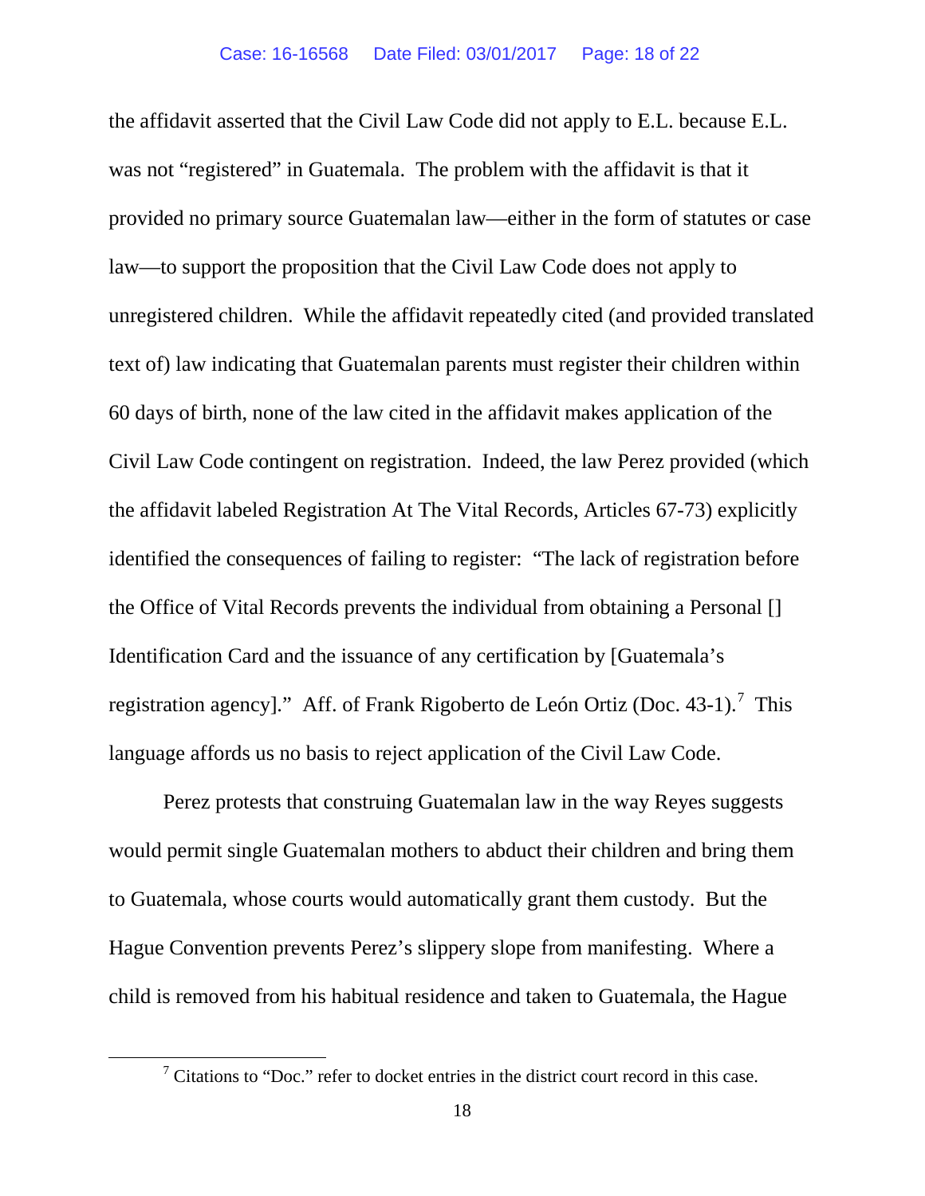the affidavit asserted that the Civil Law Code did not apply to E.L. because E.L. was not "registered" in Guatemala. The problem with the affidavit is that it provided no primary source Guatemalan law—either in the form of statutes or case law—to support the proposition that the Civil Law Code does not apply to unregistered children. While the affidavit repeatedly cited (and provided translated text of) law indicating that Guatemalan parents must register their children within 60 days of birth, none of the law cited in the affidavit makes application of the Civil Law Code contingent on registration. Indeed, the law Perez provided (which the affidavit labeled Registration At The Vital Records, Articles 67-73) explicitly identified the consequences of failing to register: "The lack of registration before the Office of Vital Records prevents the individual from obtaining a Personal [] Identification Card and the issuance of any certification by [Guatemala's registration agency]." Aff. of Frank Rigoberto de León Ortiz (Doc. 43-1).[7] This language affords us no basis to reject application of the Civil Law Code.

Perez protests that construing Guatemalan law in the way Reyes suggests would permit single Guatemalan mothers to abduct their children and bring them to Guatemala, whose courts would automatically grant them custody. But the Hague Convention prevents Perez's slippery slope from manifesting. Where a child is removed from his habitual residence and taken to Guatemala, the Hague

[7] Citations to "Doc." refer to docket entries in the district court record in this case.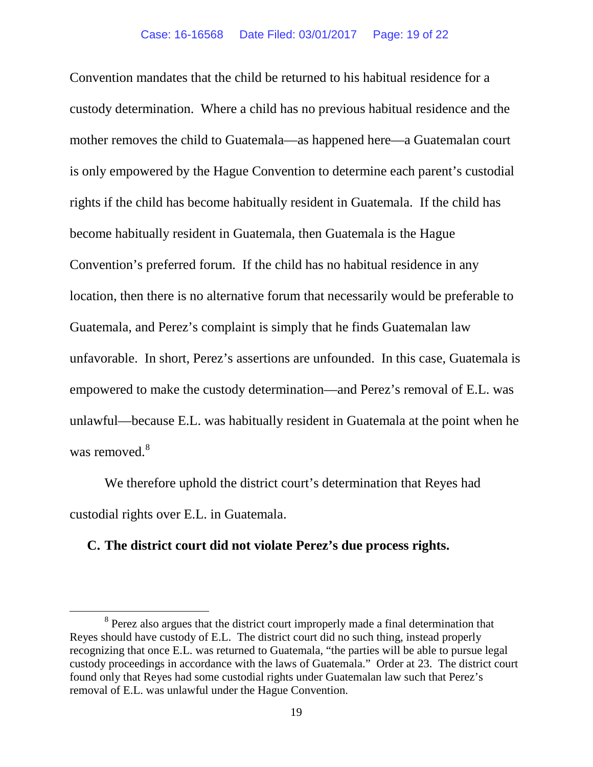Convention mandates that the child be returned to his habitual residence for a custody determination. Where a child has no previous habitual residence and the mother removes the child to Guatemala—as happened here—a Guatemalan court is only empowered by the Hague Convention to determine each parent's custodial rights if the child has become habitually resident in Guatemala. If the child has become habitually resident in Guatemala, then Guatemala is the Hague Convention's preferred forum. If the child has no habitual residence in any location, then there is no alternative forum that necessarily would be preferable to Guatemala, and Perez's complaint is simply that he finds Guatemalan law unfavorable. In short, Perez's assertions are unfounded. In this case, Guatemala is empowered to make the custody determination—and Perez's removal of E.L. was unlawful—because E.L. was habitually resident in Guatemala at the point when he was removed.[8]

We therefore uphold the district court's determination that Reyes had custodial rights over E.L. in Guatemala.

### C. The district court did not violate Perez's due process rights.

---

[8] Perez also argues that the district court improperly made a final determination that Reyes should have custody of E.L. The district court did no such thing, instead properly recognizing that once E.L. was returned to Guatemala, "the parties will be able to pursue legal custody proceedings in accordance with the laws of Guatemala." Order at 23. The district court found only that Reyes had some custodial rights under Guatemalan law such that Perez's removal of E.L. was unlawful under the Hague Convention.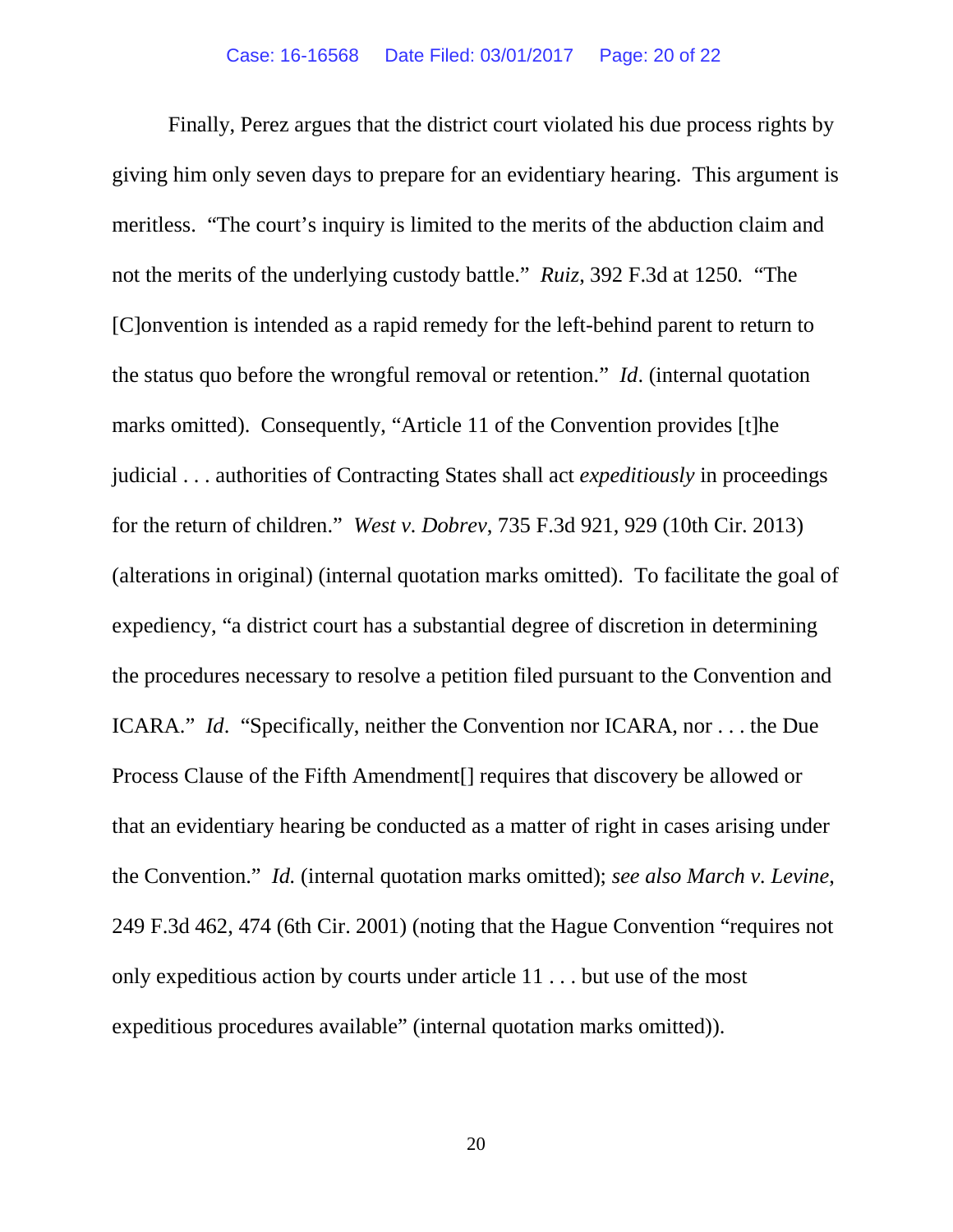Finally, Perez argues that the district court violated his due process rights by giving him only seven days to prepare for an evidentiary hearing. This argument is meritless. "The court's inquiry is limited to the merits of the abduction claim and not the merits of the underlying custody battle." *Ruiz*, 392 F.3d at 1250. "The [C]onvention is intended as a rapid remedy for the left-behind parent to return to the status quo before the wrongful removal or retention." *Id*. (internal quotation marks omitted). Consequently, "Article 11 of the Convention provides [t]he judicial . . . authorities of Contracting States shall act *expeditiously* in proceedings for the return of children." *West v. Dobrev*, 735 F.3d 921, 929 (10th Cir. 2013) (alterations in original) (internal quotation marks omitted). To facilitate the goal of expediency, "a district court has a substantial degree of discretion in determining the procedures necessary to resolve a petition filed pursuant to the Convention and ICARA." *Id*. "Specifically, neither the Convention nor ICARA, nor . . . the Due Process Clause of the Fifth Amendment[] requires that discovery be allowed or that an evidentiary hearing be conducted as a matter of right in cases arising under the Convention." *Id.* (internal quotation marks omitted); *see also March v. Levine*, 249 F.3d 462, 474 (6th Cir. 2001) (noting that the Hague Convention "requires not only expeditious action by courts under article 11 . . . but use of the most expeditious procedures available" (internal quotation marks omitted)).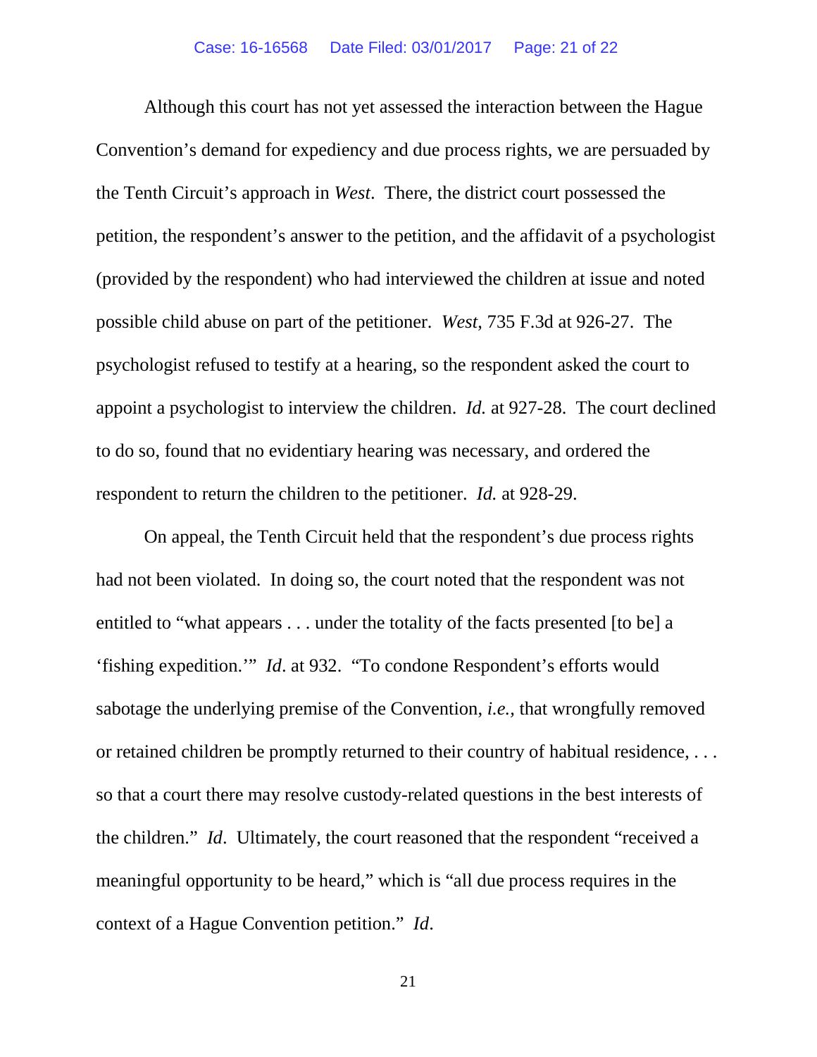Although this court has not yet assessed the interaction between the Hague Convention's demand for expediency and due process rights, we are persuaded by the Tenth Circuit's approach in *West*. There, the district court possessed the petition, the respondent's answer to the petition, and the affidavit of a psychologist (provided by the respondent) who had interviewed the children at issue and noted possible child abuse on part of the petitioner. *West*, 735 F.3d at 926-27. The psychologist refused to testify at a hearing, so the respondent asked the court to appoint a psychologist to interview the children. *Id.* at 927-28. The court declined to do so, found that no evidentiary hearing was necessary, and ordered the respondent to return the children to the petitioner. *Id.* at 928-29.

On appeal, the Tenth Circuit held that the respondent's due process rights had not been violated. In doing so, the court noted that the respondent was not entitled to "what appears . . . under the totality of the facts presented [to be] a 'fishing expedition.'" *Id*. at 932. "To condone Respondent's efforts would sabotage the underlying premise of the Convention, *i.e.*, that wrongfully removed or retained children be promptly returned to their country of habitual residence, . . . so that a court there may resolve custody-related questions in the best interests of the children." *Id*. Ultimately, the court reasoned that the respondent "received a meaningful opportunity to be heard," which is "all due process requires in the context of a Hague Convention petition." *Id*.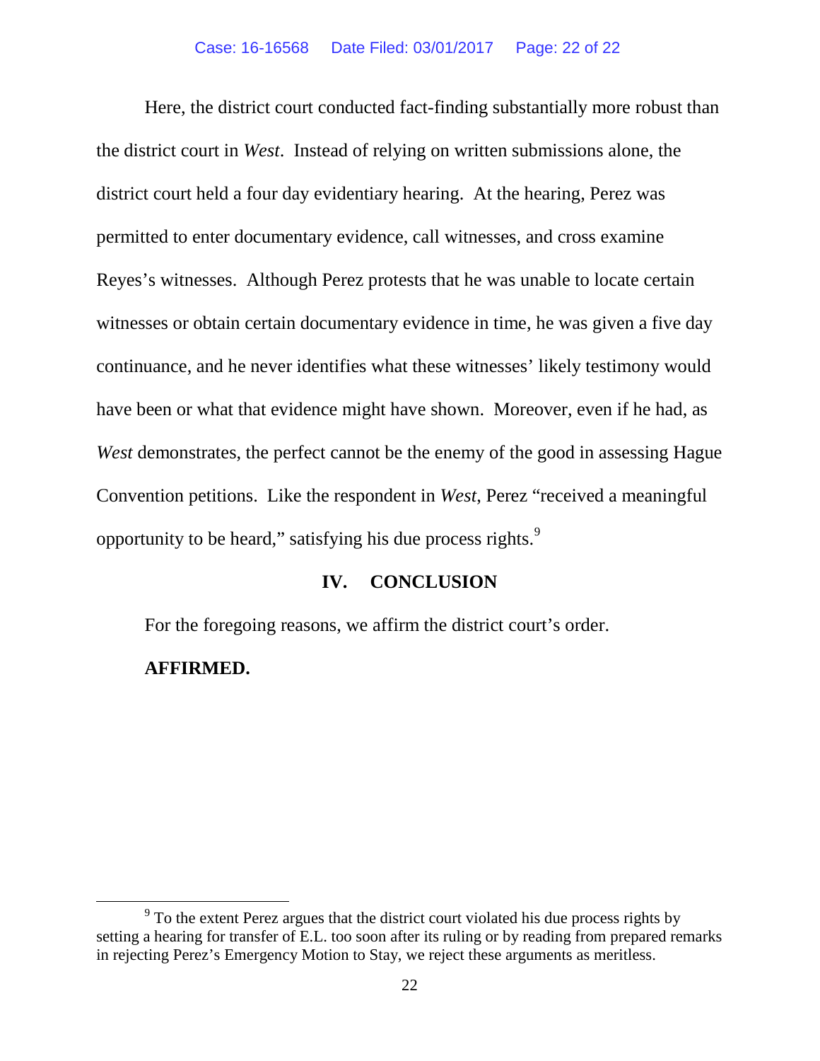Here, the district court conducted fact-finding substantially more robust than the district court in *West*. Instead of relying on written submissions alone, the district court held a four day evidentiary hearing. At the hearing, Perez was permitted to enter documentary evidence, call witnesses, and cross examine Reyes's witnesses. Although Perez protests that he was unable to locate certain witnesses or obtain certain documentary evidence in time, he was given a five day continuance, and he never identifies what these witnesses' likely testimony would have been or what that evidence might have shown. Moreover, even if he had, as *West* demonstrates, the perfect cannot be the enemy of the good in assessing Hague Convention petitions. Like the respondent in *West*, Perez "received a meaningful opportunity to be heard," satisfying his due process rights.[9]

## IV. CONCLUSION

For the foregoing reasons, we affirm the district court's order.

**AFFIRMED.**

[9] To the extent Perez argues that the district court violated his due process rights by setting a hearing for transfer of E.L. too soon after its ruling or by reading from prepared remarks in rejecting Perez's Emergency Motion to Stay, we reject these arguments as meritless.